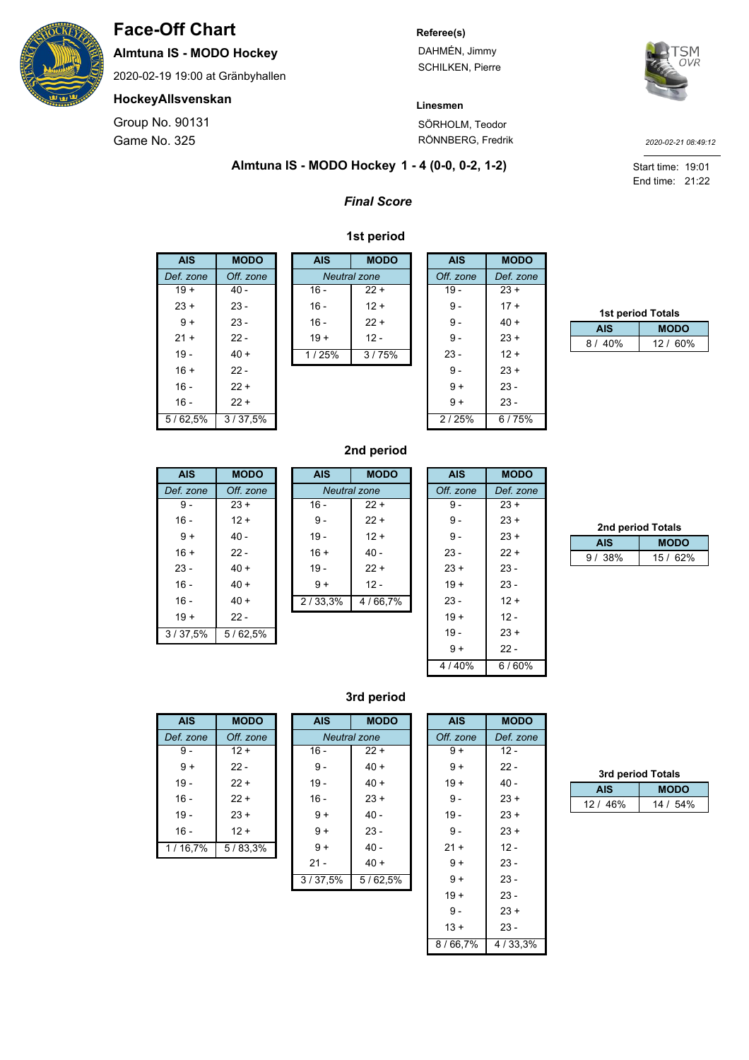# Face-Off Chart

**Almtuna IS - MODO Hockey**

2020-02-19 19:00 at Gränbyhallen

**HockeyAllsvenskan**

Group No. 90131

Game No. 325

**Referee(s)**

DAHMÉN, Jimmy

SCHILKEN, Pierre

**Linesmen**

SÖRHOLM, Teodor

RÖNNBERG, Fredrik

*2020-02-21 08:49:12*

Start time: 19:01

End time: 21:22

## Almtuna IS - MODO Hockey 1 - 4 (0-0, 0-2, 1-2)

***Final Score***

### 1st period

| AIS | MODO |
|---|---|
| *Def. zone* | *Off. zone* |
| 19 + | 40 - |
| 23 + | 23 - |
| 9 + | 23 - |
| 21 + | 22 - |
| 19 - | 40 + |
| 16 + | 22 - |
| 16 - | 22 + |
| 16 - | 22 + |
| 5 / 62,5% | 3 / 37,5% |

| AIS | MODO |
|---|---|
| *Neutral zone* | |
| 16 - | 22 + |
| 16 - | 12 + |
| 16 - | 22 + |
| 19 + | 12 - |
| 1 / 25% | 3 / 75% |

| AIS | MODO |
|---|---|
| *Off. zone* | *Def. zone* |
| 19 - | 23 + |
| 9 - | 17 + |
| 9 - | 40 + |
| 9 - | 23 + |
| 23 - | 12 + |
| 9 - | 23 + |
| 9 + | 23 - |
| 9 + | 23 - |
| 2 / 25% | 6 / 75% |

**1st period Totals**

| AIS | MODO |
|---|---|
| 8 / 40% | 12 / 60% |

### 2nd period

| AIS | MODO |
|---|---|
| *Def. zone* | *Off. zone* |
| 9 - | 23 + |
| 16 - | 12 + |
| 9 + | 40 - |
| 16 + | 22 - |
| 23 - | 40 + |
| 16 - | 40 + |
| 16 - | 40 + |
| 19 + | 22 - |
| 3 / 37,5% | 5 / 62,5% |

| AIS | MODO |
|---|---|
| *Neutral zone* | |
| 16 - | 22 + |
| 9 - | 22 + |
| 19 - | 12 + |
| 16 + | 40 - |
| 19 - | 22 + |
| 9 + | 12 - |
| 2 / 33,3% | 4 / 66,7% |

| AIS | MODO |
|---|---|
| *Off. zone* | *Def. zone* |
| 9 - | 23 + |
| 9 - | 23 + |
| 9 - | 23 + |
| 23 - | 22 + |
| 23 + | 23 - |
| 19 + | 23 - |
| 23 - | 12 + |
| 19 + | 12 - |
| 19 - | 23 + |
| 9 + | 22 - |
| 4 / 40% | 6 / 60% |

**2nd period Totals**

| AIS | MODO |
|---|---|
| 9 / 38% | 15 / 62% |

### 3rd period

| AIS | MODO |
|---|---|
| *Def. zone* | *Off. zone* |
| 9 - | 12 + |
| 9 + | 22 - |
| 19 - | 22 + |
| 16 - | 22 + |
| 19 - | 23 + |
| 16 - | 12 + |
| 1 / 16,7% | 5 / 83,3% |

| AIS | MODO |
|---|---|
| *Neutral zone* | |
| 16 - | 22 + |
| 9 - | 40 + |
| 19 - | 40 + |
| 16 - | 23 + |
| 9 + | 40 - |
| 9 + | 23 - |
| 9 + | 40 - |
| 21 - | 40 + |
| 3 / 37,5% | 5 / 62,5% |

| AIS | MODO |
|---|---|
| *Off. zone* | *Def. zone* |
| 9 + | 12 - |
| 9 + | 22 - |
| 19 + | 40 - |
| 9 - | 23 + |
| 19 - | 23 + |
| 9 - | 23 + |
| 21 + | 12 - |
| 9 + | 23 - |
| 9 + | 23 - |
| 19 + | 23 - |
| 9 - | 23 + |
| 13 + | 23 - |
| 8 / 66,7% | 4 / 33,3% |

**3rd period Totals**

| AIS | MODO |
|---|---|
| 12 / 46% | 14 / 54% |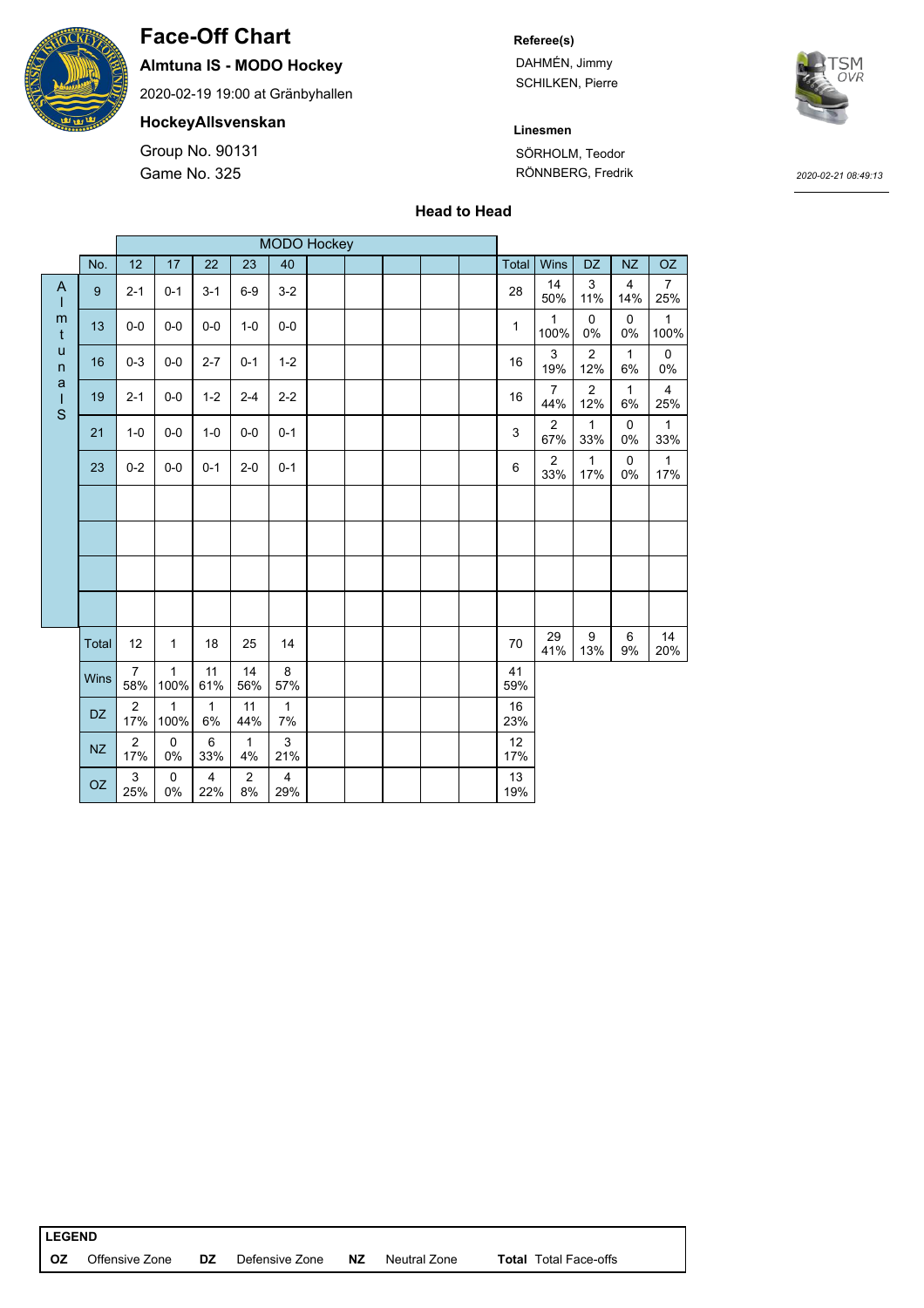# Face-Off Chart

**Almtuna IS - MODO Hockey**

2020-02-19 19:00 at Gränbyhallen

**HockeyAllsvenskan**

Group No. 90131

Game No. 325

**Referee(s)**

DAHMÉN, Jimmy

SCHILKEN, Pierre

**Linesmen**

SÖRHOLM, Teodor

RÖNNBERG, Fredrik

*2020-02-21 08:49:13*

## Head to Head

| | MODO Hockey | | | | | | | | | | | | | | |
|---|---|---|---|---|---|---|---|---|---|---|---|---|---|---|---|
| **No.** | **12** | **17** | **22** | **23** | **40** | | | | | | **Total** | **Wins** | **DZ** | **NZ** | **OZ** |
| Almtuna IS 9 | 2-1 | 0-1 | 3-1 | 6-9 | 3-2 | | | | | | 28 | 14 50% | 3 11% | 4 14% | 7 25% |
| Almtuna IS 13 | 0-0 | 0-0 | 0-0 | 1-0 | 0-0 | | | | | | 1 | 1 100% | 0 0% | 0 0% | 1 100% |
| Almtuna IS 16 | 0-3 | 0-0 | 2-7 | 0-1 | 1-2 | | | | | | 16 | 3 19% | 2 12% | 1 6% | 0 0% |
| Almtuna IS 19 | 2-1 | 0-0 | 1-2 | 2-4 | 2-2 | | | | | | 16 | 7 44% | 2 12% | 1 6% | 4 25% |
| Almtuna IS 21 | 1-0 | 0-0 | 1-0 | 0-0 | 0-1 | | | | | | 3 | 2 67% | 1 33% | 0 0% | 1 33% |
| Almtuna IS 23 | 0-2 | 0-0 | 0-1 | 2-0 | 0-1 | | | | | | 6 | 2 33% | 1 17% | 0 0% | 1 17% |
| **Total** | 12 | 1 | 18 | 25 | 14 | | | | | | 70 | 29 41% | 9 13% | 6 9% | 14 20% |
| **Wins** | 7 58% | 1 100% | 11 61% | 14 56% | 8 57% | | | | | | 41 59% | | | | |
| **DZ** | 2 17% | 1 100% | 1 6% | 11 44% | 1 7% | | | | | | 16 23% | | | | |
| **NZ** | 2 17% | 0 0% | 6 33% | 1 4% | 3 21% | | | | | | 12 17% | | | | |
| **OZ** | 3 25% | 0 0% | 4 22% | 2 8% | 4 29% | | | | | | 13 19% | | | | |

**LEGEND**

**OZ** Offensive Zone **DZ** Defensive Zone **NZ** Neutral Zone **Total** Total Face-offs